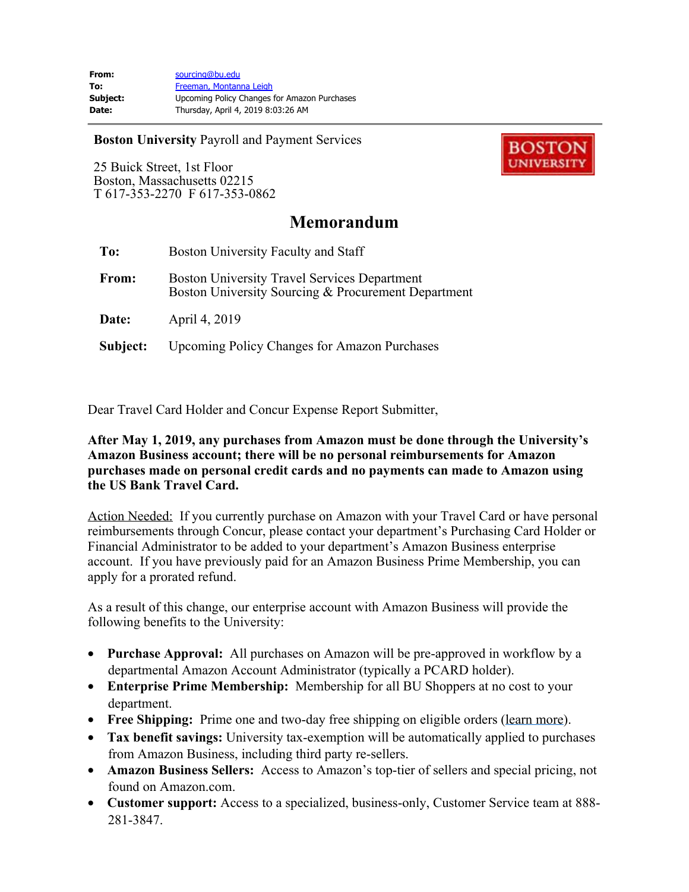**From:** sourcing@bu.edu
**To:** Freeman, Montanna Leigh
**Subject:** Upcoming Policy Changes for Amazon Purchases
**Date:** Thursday, April 4, 2019 8:03:26 AM

---

**Boston University** Payroll and Payment Services

25 Buick Street, 1st Floor
Boston, Massachusetts 02215
T 617-353-2270 F 617-353-0862

BOSTON UNIVERSITY

# Memorandum

**To:** Boston University Faculty and Staff

**From:** Boston University Travel Services Department
Boston University Sourcing & Procurement Department

**Date:** April 4, 2019

**Subject:** Upcoming Policy Changes for Amazon Purchases

Dear Travel Card Holder and Concur Expense Report Submitter,

**After May 1, 2019, any purchases from Amazon must be done through the University's Amazon Business account; there will be no personal reimbursements for Amazon purchases made on personal credit cards and no payments can made to Amazon using the US Bank Travel Card.**

Action Needed: If you currently purchase on Amazon with your Travel Card or have personal reimbursements through Concur, please contact your department's Purchasing Card Holder or Financial Administrator to be added to your department's Amazon Business enterprise account. If you have previously paid for an Amazon Business Prime Membership, you can apply for a prorated refund.

As a result of this change, our enterprise account with Amazon Business will provide the following benefits to the University:

- **Purchase Approval:** All purchases on Amazon will be pre-approved in workflow by a departmental Amazon Account Administrator (typically a PCARD holder).
- **Enterprise Prime Membership:** Membership for all BU Shoppers at no cost to your department.
- **Free Shipping:** Prime one and two-day free shipping on eligible orders (learn more).
- **Tax benefit savings:** University tax-exemption will be automatically applied to purchases from Amazon Business, including third party re-sellers.
- **Amazon Business Sellers:** Access to Amazon's top-tier of sellers and special pricing, not found on Amazon.com.
- **Customer support:** Access to a specialized, business-only, Customer Service team at 888-281-3847.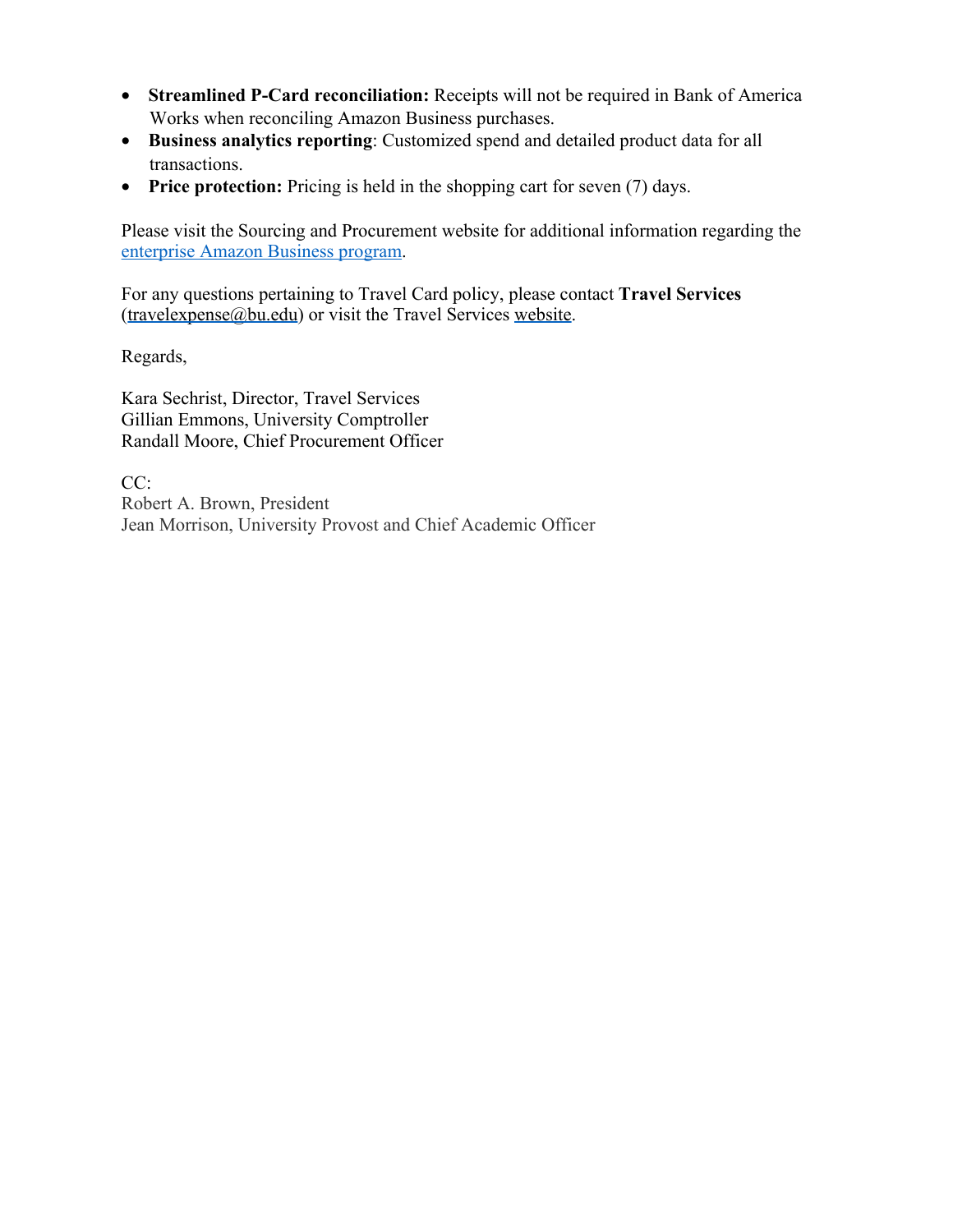- **Streamlined P-Card reconciliation:** Receipts will not be required in Bank of America Works when reconciling Amazon Business purchases.
- **Business analytics reporting**: Customized spend and detailed product data for all transactions.
- **Price protection:** Pricing is held in the shopping cart for seven (7) days.

Please visit the Sourcing and Procurement website for additional information regarding the enterprise Amazon Business program.

For any questions pertaining to Travel Card policy, please contact **Travel Services** (travelexpense@bu.edu) or visit the Travel Services website.

Regards,

Kara Sechrist, Director, Travel Services
Gillian Emmons, University Comptroller
Randall Moore, Chief Procurement Officer

CC:
Robert A. Brown, President
Jean Morrison, University Provost and Chief Academic Officer